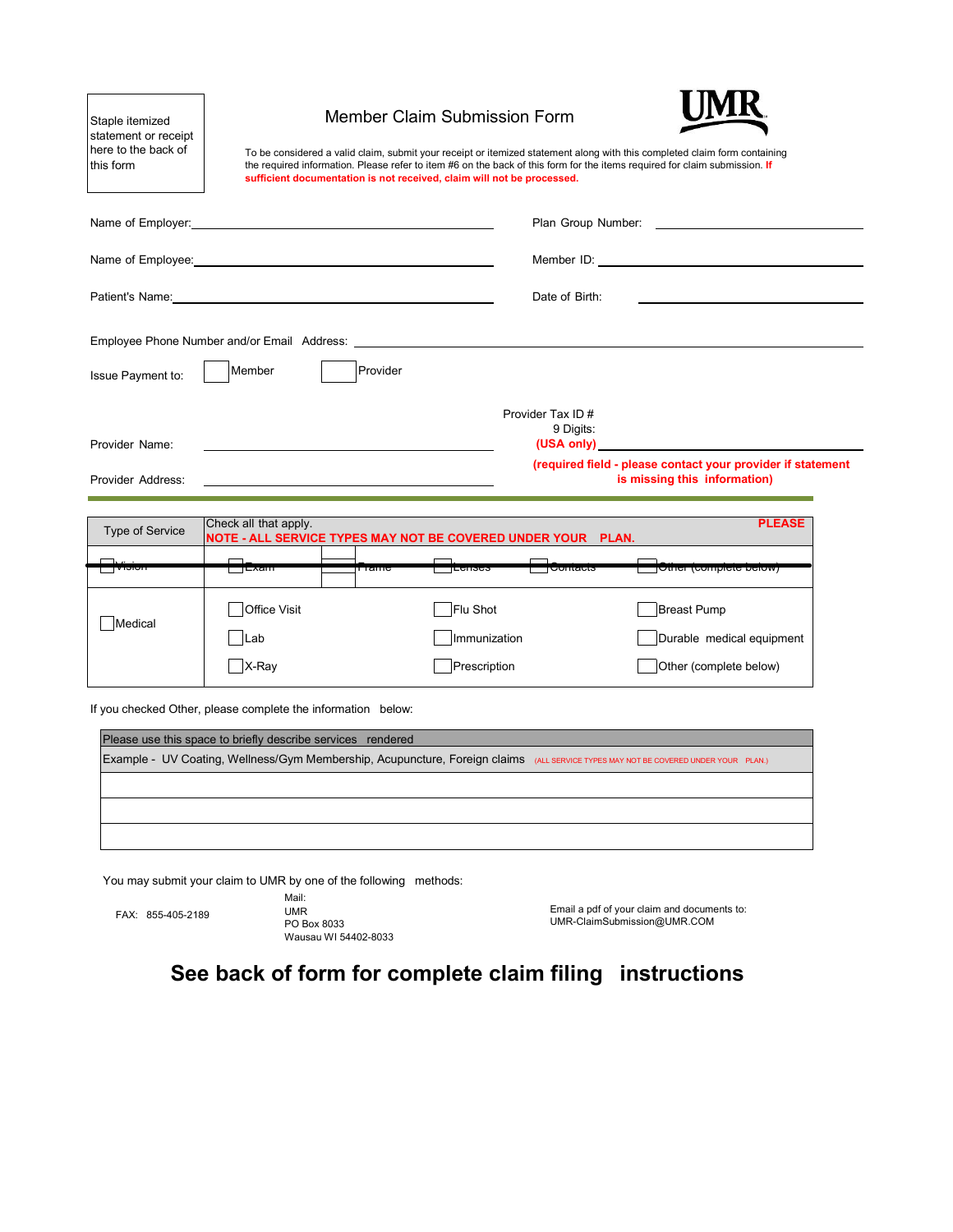Staple itemized statement or receipt here to the back of this form

# Member Claim Submission Form

UMR

To be considered a valid claim, submit your receipt or itemized statement along with this completed claim form containing the required information. Please refer to item #6 on the back of this form for the items required for claim submission. **If sufficient documentation is not received, claim will not be processed.**

Name of Employer: ____________________ Plan Group Number: ____________________

Name of Employee: ____________________ Member ID: ____________________

Patient's Name: ____________________ Date of Birth: ____________________

Employee Phone Number and/or Email Address: ____________________

Issue Payment to: ☐ Member ☐ Provider

Provider Name: ____________________

Provider Tax ID # 9 Digits: **(USA only)** ____________________

Provider Address: ____________________

**(required field - please contact your provider if statement is missing this information)**

| Type of Service | Check all that apply. **NOTE - ALL SERVICE TYPES MAY NOT BE COVERED UNDER YOUR PLAN. PLEASE** | | |
|---|---|---|---|
| ~~☐ Vision~~ | ~~☐ Exam ☐ Frame~~ | ~~☐ Lenses ☐ Contacts~~ | ~~☐ Other (complete below)~~ |
| ☐ Medical | ☐ Office Visit | ☐ Flu Shot | ☐ Breast Pump |
| | ☐ Lab | ☐ Immunization | ☐ Durable medical equipment |
| | ☐ X-Ray | ☐ Prescription | ☐ Other (complete below) |

If you checked Other, please complete the information below:

| Please use this space to briefly describe services rendered |
|---|
| Example - UV Coating, Wellness/Gym Membership, Acupuncture, Foreign claims (ALL SERVICE TYPES MAY NOT BE COVERED UNDER YOUR PLAN.) |
| |
| |
| |

You may submit your claim to UMR by one of the following methods:

FAX: 855-405-2189

Mail:
UMR
PO Box 8033
Wausau WI 54402-8033

Email a pdf of your claim and documents to:
UMR-ClaimSubmission@UMR.COM

## See back of form for complete claim filing instructions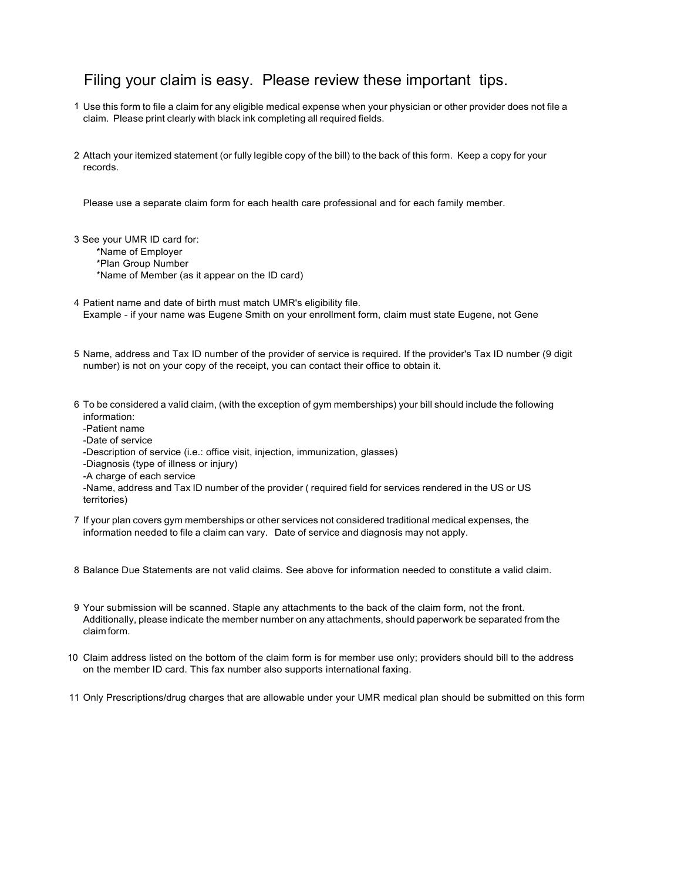# Filing your claim is easy. Please review these important tips.

1. Use this form to file a claim for any eligible medical expense when your physician or other provider does not file a claim. Please print clearly with black ink completing all required fields.

2. Attach your itemized statement (or fully legible copy of the bill) to the back of this form. Keep a copy for your records.

   Please use a separate claim form for each health care professional and for each family member.

3. See your UMR ID card for:
   *Name of Employer
   *Plan Group Number
   *Name of Member (as it appear on the ID card)

4. Patient name and date of birth must match UMR's eligibility file.
   Example - if your name was Eugene Smith on your enrollment form, claim must state Eugene, not Gene

5. Name, address and Tax ID number of the provider of service is required. If the provider's Tax ID number (9 digit number) is not on your copy of the receipt, you can contact their office to obtain it.

6. To be considered a valid claim, (with the exception of gym memberships) your bill should include the following information:
   -Patient name
   -Date of service
   -Description of service (i.e.: office visit, injection, immunization, glasses)
   -Diagnosis (type of illness or injury)
   -A charge of each service
   -Name, address and Tax ID number of the provider ( required field for services rendered in the US or US territories)

7. If your plan covers gym memberships or other services not considered traditional medical expenses, the information needed to file a claim can vary. Date of service and diagnosis may not apply.

8. Balance Due Statements are not valid claims. See above for information needed to constitute a valid claim.

9. Your submission will be scanned. Staple any attachments to the back of the claim form, not the front. Additionally, please indicate the member number on any attachments, should paperwork be separated from the claim form.

10. Claim address listed on the bottom of the claim form is for member use only; providers should bill to the address on the member ID card. This fax number also supports international faxing.

11. Only Prescriptions/drug charges that are allowable under your UMR medical plan should be submitted on this form